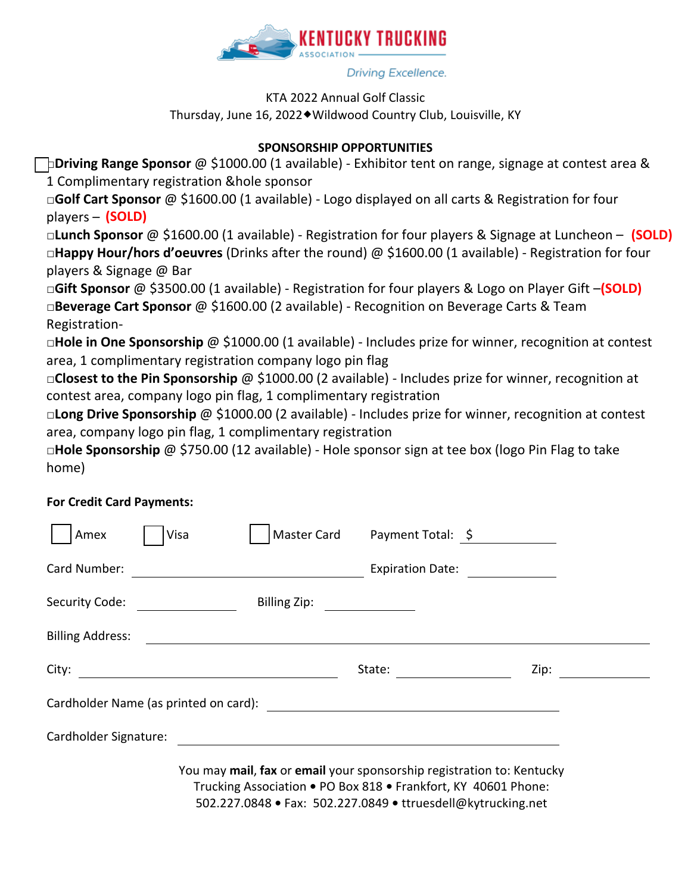KENTUCKY TRUCKING ASSOCIATION

*Driving Excellence.*

KTA 2022 Annual Golf Classic
Thursday, June 16, 2022◆Wildwood Country Club, Louisville, KY

**SPONSORSHIP OPPORTUNITIES**

☐ □**Driving Range Sponsor** @ $1000.00 (1 available) - Exhibitor tent on range, signage at contest area & 1 Complimentary registration &hole sponsor

□**Golf Cart Sponsor** @ $1600.00 (1 available) - Logo displayed on all carts & Registration for four players – **(SOLD)**

□**Lunch Sponsor** @ $1600.00 (1 available) - Registration for four players & Signage at Luncheon – **(SOLD)**

□**Happy Hour/hors d'oeuvres** (Drinks after the round) @ $1600.00 (1 available) - Registration for four players & Signage @ Bar

□**Gift Sponsor** @ $3500.00 (1 available) - Registration for four players & Logo on Player Gift –**(SOLD)**

□**Beverage Cart Sponsor** @ $1600.00 (2 available) - Recognition on Beverage Carts & Team Registration-

□**Hole in One Sponsorship** @ $1000.00 (1 available) - Includes prize for winner, recognition at contest area, 1 complimentary registration company logo pin flag

□**Closest to the Pin Sponsorship** @ $1000.00 (2 available) - Includes prize for winner, recognition at contest area, company logo pin flag, 1 complimentary registration

□**Long Drive Sponsorship** @ $1000.00 (2 available) - Includes prize for winner, recognition at contest area, company logo pin flag, 1 complimentary registration

□**Hole Sponsorship** @ $750.00 (12 available) - Hole sponsor sign at tee box (logo Pin Flag to take home)

**For Credit Card Payments:**

☐ Amex ☐ Visa ☐ Master Card Payment Total: $ ____________

Card Number: ______________________________ Expiration Date: ____________

Security Code: ____________ Billing Zip: ____________

Billing Address: ______________________________________________

City: ______________________ State: ____________ Zip: ____________

Cardholder Name (as printed on card): ______________________________

Cardholder Signature: ______________________________

You may **mail**, **fax** or **email** your sponsorship registration to: Kentucky Trucking Association • PO Box 818 • Frankfort, KY 40601 Phone: 502.227.0848 • Fax: 502.227.0849 • ttruesdell@kytrucking.net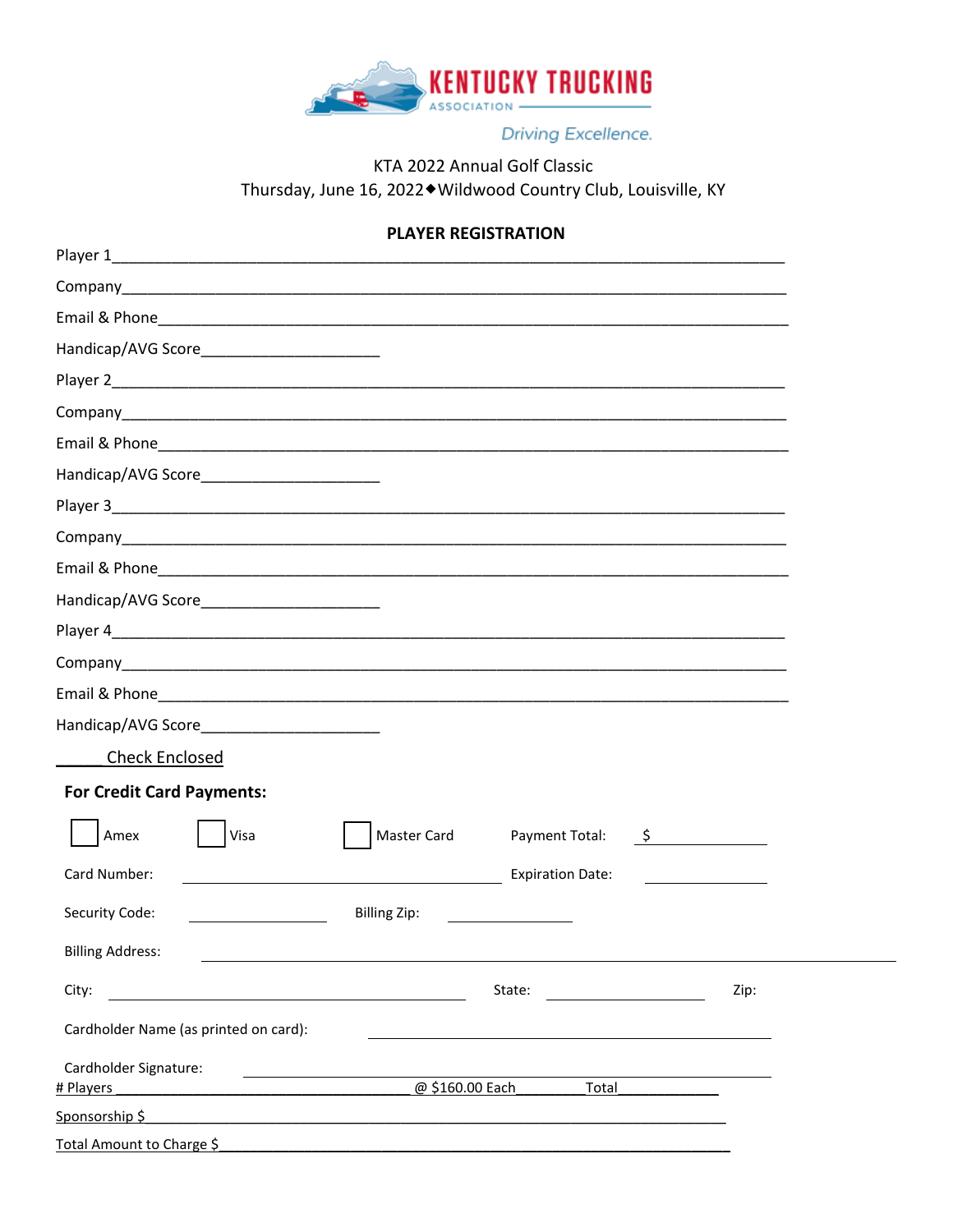KENTUCKY TRUCKING ASSOCIATION

*Driving Excellence.*

KTA 2022 Annual Golf Classic

Thursday, June 16, 2022◆Wildwood Country Club, Louisville, KY

## PLAYER REGISTRATION

Player 1_______________________________________________________________________

Company_______________________________________________________________________

Email & Phone___________________________________________________________________

Handicap/AVG Score____________________

Player 2_______________________________________________________________________

Company_______________________________________________________________________

Email & Phone___________________________________________________________________

Handicap/AVG Score____________________

Player 3_______________________________________________________________________

Company_______________________________________________________________________

Email & Phone___________________________________________________________________

Handicap/AVG Score____________________

Player 4_______________________________________________________________________

Company_______________________________________________________________________

Email & Phone___________________________________________________________________

Handicap/AVG Score____________________

______Check Enclosed

**For Credit Card Payments:**

☐ Amex ☐ Visa ☐ Master Card Payment Total: $__________

Card Number: ______________________________ Expiration Date: __________

Security Code: ______________ Billing Zip: ____________

Billing Address: ____________________________________________________________

City: ______________________________ State: ______________ Zip:

Cardholder Name (as printed on card): ______________________________

Cardholder Signature: ______________________________

# Players ________________________________ @ $160.00 Each__________Total____________

Sponsorship $________________________________________________________________

Total Amount to Charge $______________________________________________________